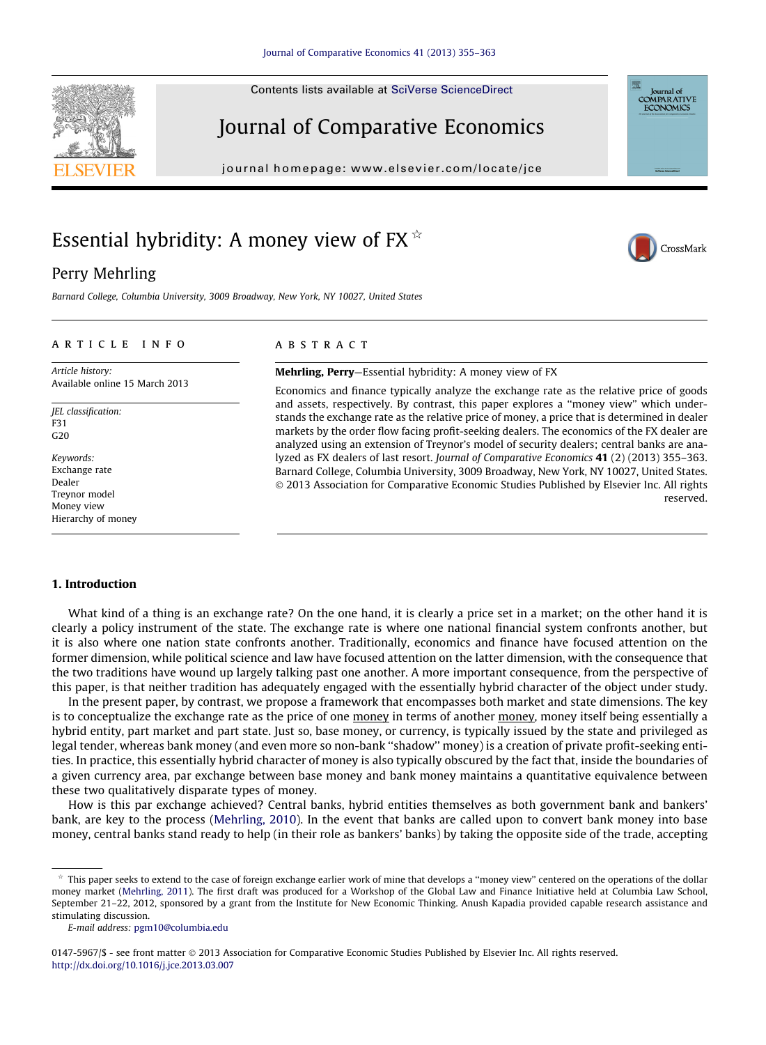# Essential hybridity: A money view of FX ☆

Perry Mehrling

*Barnard College, Columbia University, 3009 Broadway, New York, NY 10027, United States*

---

A R T I C L E   I N F O

*Article history:*
Available online 15 March 2013

*JEL classification:*
F31
G20

*Keywords:*
Exchange rate
Dealer
Treynor model
Money view
Hierarchy of money

A B S T R A C T

**Mehrling, Perry**—Essential hybridity: A money view of FX

Economics and finance typically analyze the exchange rate as the relative price of goods and assets, respectively. By contrast, this paper explores a "money view" which understands the exchange rate as the relative price of money, a price that is determined in dealer markets by the order flow facing profit-seeking dealers. The economics of the FX dealer are analyzed using an extension of Treynor's model of security dealers; central banks are analyzed as FX dealers of last resort. *Journal of Comparative Economics* **41** (2) (2013) 355–363. Barnard College, Columbia University, 3009 Broadway, New York, NY 10027, United States.
© 2013 Association for Comparative Economic Studies Published by Elsevier Inc. All rights reserved.

---

## 1. Introduction

What kind of a thing is an exchange rate? On the one hand, it is clearly a price set in a market; on the other hand it is clearly a policy instrument of the state. The exchange rate is where one national financial system confronts another, but it is also where one nation state confronts another. Traditionally, economics and finance have focused attention on the former dimension, while political science and law have focused attention on the latter dimension, with the consequence that the two traditions have wound up largely talking past one another. A more important consequence, from the perspective of this paper, is that neither tradition has adequately engaged with the essentially hybrid character of the object under study.

In the present paper, by contrast, we propose a framework that encompasses both market and state dimensions. The key is to conceptualize the exchange rate as the price of one money in terms of another money, money itself being essentially a hybrid entity, part market and part state. Just so, base money, or currency, is typically issued by the state and privileged as legal tender, whereas bank money (and even more so non-bank "shadow" money) is a creation of private profit-seeking entities. In practice, this essentially hybrid character of money is also typically obscured by the fact that, inside the boundaries of a given currency area, par exchange between base money and bank money maintains a quantitative equivalence between these two qualitatively disparate types of money.

How is this par exchange achieved? Central banks, hybrid entities themselves as both government bank and bankers' bank, are key to the process (Mehrling, 2010). In the event that banks are called upon to convert bank money into base money, central banks stand ready to help (in their role as bankers' banks) by taking the opposite side of the trade, accepting

---

☆ This paper seeks to extend to the case of foreign exchange earlier work of mine that develops a "money view" centered on the operations of the dollar money market (Mehrling, 2011). The first draft was produced for a Workshop of the Global Law and Finance Initiative held at Columbia Law School, September 21–22, 2012, sponsored by a grant from the Institute for New Economic Thinking. Anush Kapadia provided capable research assistance and stimulating discussion.

*E-mail address:* pgm10@columbia.edu

0147-5967/$ - see front matter © 2013 Association for Comparative Economic Studies Published by Elsevier Inc. All rights reserved.
http://dx.doi.org/10.1016/j.jce.2013.03.007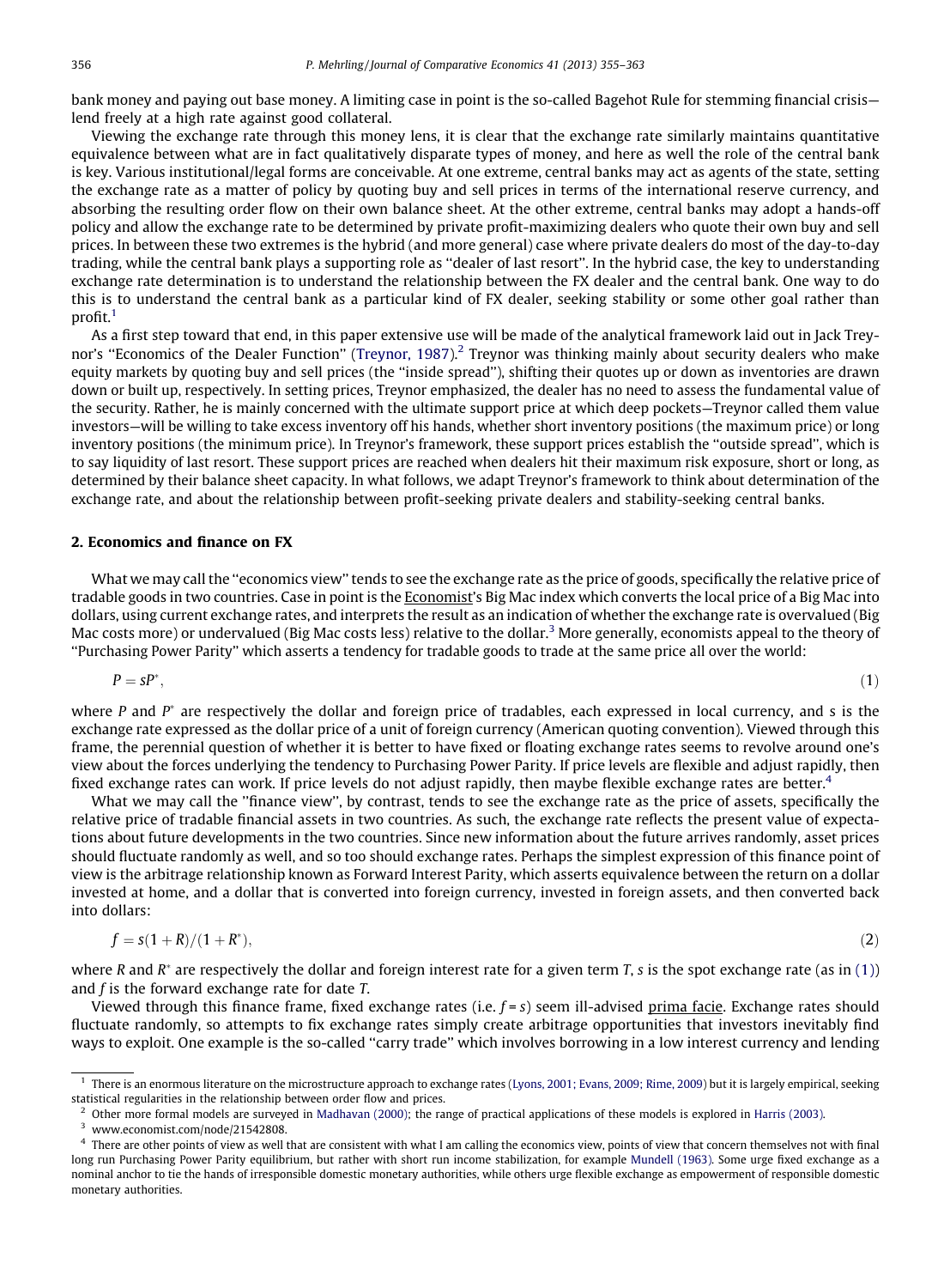bank money and paying out base money. A limiting case in point is the so-called Bagehot Rule for stemming financial crisis—lend freely at a high rate against good collateral.

Viewing the exchange rate through this money lens, it is clear that the exchange rate similarly maintains quantitative equivalence between what are in fact qualitatively disparate types of money, and here as well the role of the central bank is key. Various institutional/legal forms are conceivable. At one extreme, central banks may act as agents of the state, setting the exchange rate as a matter of policy by quoting buy and sell prices in terms of the international reserve currency, and absorbing the resulting order flow on their own balance sheet. At the other extreme, central banks may adopt a hands-off policy and allow the exchange rate to be determined by private profit-maximizing dealers who quote their own buy and sell prices. In between these two extremes is the hybrid (and more general) case where private dealers do most of the day-to-day trading, while the central bank plays a supporting role as ''dealer of last resort''. In the hybrid case, the key to understanding exchange rate determination is to understand the relationship between the FX dealer and the central bank. One way to do this is to understand the central bank as a particular kind of FX dealer, seeking stability or some other goal rather than profit.[1]

As a first step toward that end, in this paper extensive use will be made of the analytical framework laid out in Jack Treynor's ''Economics of the Dealer Function'' (Treynor, 1987).[2] Treynor was thinking mainly about security dealers who make equity markets by quoting buy and sell prices (the ''inside spread''), shifting their quotes up or down as inventories are drawn down or built up, respectively. In setting prices, Treynor emphasized, the dealer has no need to assess the fundamental value of the security. Rather, he is mainly concerned with the ultimate support price at which deep pockets—Treynor called them value investors—will be willing to take excess inventory off his hands, whether short inventory positions (the maximum price) or long inventory positions (the minimum price). In Treynor's framework, these support prices establish the ''outside spread'', which is to say liquidity of last resort. These support prices are reached when dealers hit their maximum risk exposure, short or long, as determined by their balance sheet capacity. In what follows, we adapt Treynor's framework to think about determination of the exchange rate, and about the relationship between profit-seeking private dealers and stability-seeking central banks.

## 2. Economics and finance on FX

What we may call the ''economics view'' tends to see the exchange rate as the price of goods, specifically the relative price of tradable goods in two countries. Case in point is the Economist's Big Mac index which converts the local price of a Big Mac into dollars, using current exchange rates, and interprets the result as an indication of whether the exchange rate is overvalued (Big Mac costs more) or undervalued (Big Mac costs less) relative to the dollar.[3] More generally, economists appeal to the theory of ''Purchasing Power Parity'' which asserts a tendency for tradable goods to trade at the same price all over the world:

$$P = sP^{*}, \tag{1}$$

where $P$ and $P^{*}$ are respectively the dollar and foreign price of tradables, each expressed in local currency, and s is the exchange rate expressed as the dollar price of a unit of foreign currency (American quoting convention). Viewed through this frame, the perennial question of whether it is better to have fixed or floating exchange rates seems to revolve around one's view about the forces underlying the tendency to Purchasing Power Parity. If price levels are flexible and adjust rapidly, then fixed exchange rates can work. If price levels do not adjust rapidly, then maybe flexible exchange rates are better.[4]

What we may call the ''finance view'', by contrast, tends to see the exchange rate as the price of assets, specifically the relative price of tradable financial assets in two countries. As such, the exchange rate reflects the present value of expectations about future developments in the two countries. Since new information about the future arrives randomly, asset prices should fluctuate randomly as well, and so too should exchange rates. Perhaps the simplest expression of this finance point of view is the arbitrage relationship known as Forward Interest Parity, which asserts equivalence between the return on a dollar invested at home, and a dollar that is converted into foreign currency, invested in foreign assets, and then converted back into dollars:

$$f = s(1 + R)/(1 + R^{*}), \tag{2}$$

where $R$ and $R^{*}$ are respectively the dollar and foreign interest rate for a given term $T$, $s$ is the spot exchange rate (as in (1)) and $f$ is the forward exchange rate for date $T$.

Viewed through this finance frame, fixed exchange rates (i.e. $f = s$) seem ill-advised prima facie. Exchange rates should fluctuate randomly, so attempts to fix exchange rates simply create arbitrage opportunities that investors inevitably find ways to exploit. One example is the so-called ''carry trade'' which involves borrowing in a low interest currency and lending

---

[1] There is an enormous literature on the microstructure approach to exchange rates (Lyons, 2001; Evans, 2009; Rime, 2009) but it is largely empirical, seeking statistical regularities in the relationship between order flow and prices.

[2] Other more formal models are surveyed in Madhavan (2000); the range of practical applications of these models is explored in Harris (2003).

[3] www.economist.com/node/21542808.

[4] There are other points of view as well that are consistent with what I am calling the economics view, points of view that concern themselves not with final long run Purchasing Power Parity equilibrium, but rather with short run income stabilization, for example Mundell (1963). Some urge fixed exchange as a nominal anchor to tie the hands of irresponsible domestic monetary authorities, while others urge flexible exchange as empowerment of responsible domestic monetary authorities.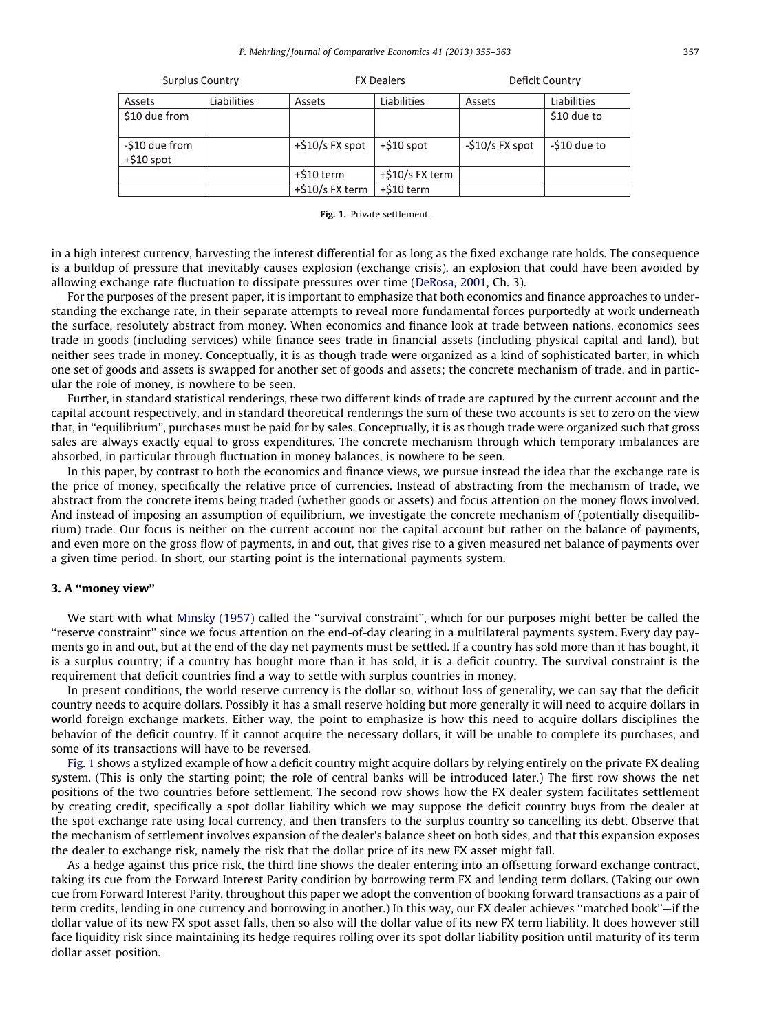| Surplus Country | | FX Dealers | | Deficit Country | |
|---|---|---|---|---|---|
| Assets | Liabilities | Assets | Liabilities | Assets | Liabilities |
| $10 due from | | | | | $10 due to |
| -$10 due from +$10 spot | | +$10/s FX spot | +$10 spot | -$10/s FX spot | -$10 due to |
| | | +$10 term | +$10/s FX term | | |
| | | +$10/s FX term | +$10 term | | |

**Fig. 1.** Private settlement.

in a high interest currency, harvesting the interest differential for as long as the fixed exchange rate holds. The consequence is a buildup of pressure that inevitably causes explosion (exchange crisis), an explosion that could have been avoided by allowing exchange rate fluctuation to dissipate pressures over time (DeRosa, 2001, Ch. 3).

For the purposes of the present paper, it is important to emphasize that both economics and finance approaches to understanding the exchange rate, in their separate attempts to reveal more fundamental forces purportedly at work underneath the surface, resolutely abstract from money. When economics and finance look at trade between nations, economics sees trade in goods (including services) while finance sees trade in financial assets (including physical capital and land), but neither sees trade in money. Conceptually, it is as though trade were organized as a kind of sophisticated barter, in which one set of goods and assets is swapped for another set of goods and assets; the concrete mechanism of trade, and in particular the role of money, is nowhere to be seen.

Further, in standard statistical renderings, these two different kinds of trade are captured by the current account and the capital account respectively, and in standard theoretical renderings the sum of these two accounts is set to zero on the view that, in "equilibrium", purchases must be paid for by sales. Conceptually, it is as though trade were organized such that gross sales are always exactly equal to gross expenditures. The concrete mechanism through which temporary imbalances are absorbed, in particular through fluctuation in money balances, is nowhere to be seen.

In this paper, by contrast to both the economics and finance views, we pursue instead the idea that the exchange rate is the price of money, specifically the relative price of currencies. Instead of abstracting from the mechanism of trade, we abstract from the concrete items being traded (whether goods or assets) and focus attention on the money flows involved. And instead of imposing an assumption of equilibrium, we investigate the concrete mechanism of (potentially disequilibrium) trade. Our focus is neither on the current account nor the capital account but rather on the balance of payments, and even more on the gross flow of payments, in and out, that gives rise to a given measured net balance of payments over a given time period. In short, our starting point is the international payments system.

## 3. A "money view"

We start with what Minsky (1957) called the "survival constraint", which for our purposes might better be called the "reserve constraint" since we focus attention on the end-of-day clearing in a multilateral payments system. Every day payments go in and out, but at the end of the day net payments must be settled. If a country has sold more than it has bought, it is a surplus country; if a country has bought more than it has sold, it is a deficit country. The survival constraint is the requirement that deficit countries find a way to settle with surplus countries in money.

In present conditions, the world reserve currency is the dollar so, without loss of generality, we can say that the deficit country needs to acquire dollars. Possibly it has a small reserve holding but more generally it will need to acquire dollars in world foreign exchange markets. Either way, the point to emphasize is how this need to acquire dollars disciplines the behavior of the deficit country. If it cannot acquire the necessary dollars, it will be unable to complete its purchases, and some of its transactions will have to be reversed.

Fig. 1 shows a stylized example of how a deficit country might acquire dollars by relying entirely on the private FX dealing system. (This is only the starting point; the role of central banks will be introduced later.) The first row shows the net positions of the two countries before settlement. The second row shows how the FX dealer system facilitates settlement by creating credit, specifically a spot dollar liability which we may suppose the deficit country buys from the dealer at the spot exchange rate using local currency, and then transfers to the surplus country so cancelling its debt. Observe that the mechanism of settlement involves expansion of the dealer's balance sheet on both sides, and that this expansion exposes the dealer to exchange risk, namely the risk that the dollar price of its new FX spot asset might fall.

As a hedge against this price risk, the third line shows the dealer entering into an offsetting forward exchange contract, taking its cue from the Forward Interest Parity condition by borrowing term FX and lending term dollars. (Taking our own cue from Forward Interest Parity, throughout this paper we adopt the convention of booking forward transactions as a pair of term credits, lending in one currency and borrowing in another.) In this way, our FX dealer achieves "matched book"—if the dollar value of its new FX spot asset falls, then so also will the dollar value of its new FX term liability. It does however still face liquidity risk since maintaining its hedge requires rolling over its spot dollar liability position until maturity of its term dollar asset position.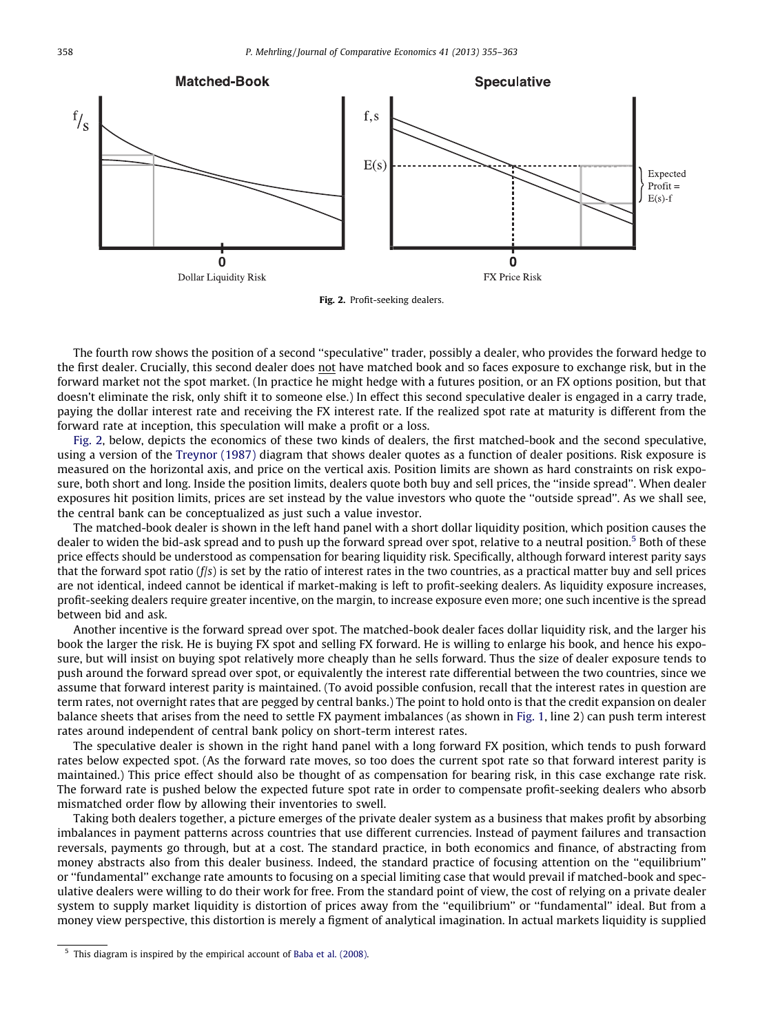Matched-Book

$^f/_s$

0

Dollar Liquidity Risk

Speculative

f, s

E(s)

Expected Profit = E(s)-f

0

FX Price Risk

**Fig. 2.** Profit-seeking dealers.

The fourth row shows the position of a second ''speculative'' trader, possibly a dealer, who provides the forward hedge to the first dealer. Crucially, this second dealer does not have matched book and so faces exposure to exchange risk, but in the forward market not the spot market. (In practice he might hedge with a futures position, or an FX options position, but that doesn't eliminate the risk, only shift it to someone else.) In effect this second speculative dealer is engaged in a carry trade, paying the dollar interest rate and receiving the FX interest rate. If the realized spot rate at maturity is different from the forward rate at inception, this speculation will make a profit or a loss.

Fig. 2, below, depicts the economics of these two kinds of dealers, the first matched-book and the second speculative, using a version of the Treynor (1987) diagram that shows dealer quotes as a function of dealer positions. Risk exposure is measured on the horizontal axis, and price on the vertical axis. Position limits are shown as hard constraints on risk exposure, both short and long. Inside the position limits, dealers quote both buy and sell prices, the ''inside spread''. When dealer exposures hit position limits, prices are set instead by the value investors who quote the ''outside spread''. As we shall see, the central bank can be conceptualized as just such a value investor.

The matched-book dealer is shown in the left hand panel with a short dollar liquidity position, which position causes the dealer to widen the bid-ask spread and to push up the forward spread over spot, relative to a neutral position.[5] Both of these price effects should be understood as compensation for bearing liquidity risk. Specifically, although forward interest parity says that the forward spot ratio ($f/s$) is set by the ratio of interest rates in the two countries, as a practical matter buy and sell prices are not identical, indeed cannot be identical if market-making is left to profit-seeking dealers. As liquidity exposure increases, profit-seeking dealers require greater incentive, on the margin, to increase exposure even more; one such incentive is the spread between bid and ask.

Another incentive is the forward spread over spot. The matched-book dealer faces dollar liquidity risk, and the larger his book the larger the risk. He is buying FX spot and selling FX forward. He is willing to enlarge his book, and hence his exposure, but will insist on buying spot relatively more cheaply than he sells forward. Thus the size of dealer exposure tends to push around the forward spread over spot, or equivalently the interest rate differential between the two countries, since we assume that forward interest parity is maintained. (To avoid possible confusion, recall that the interest rates in question are term rates, not overnight rates that are pegged by central banks.) The point to hold onto is that the credit expansion on dealer balance sheets that arises from the need to settle FX payment imbalances (as shown in Fig. 1, line 2) can push term interest rates around independent of central bank policy on short-term interest rates.

The speculative dealer is shown in the right hand panel with a long forward FX position, which tends to push forward rates below expected spot. (As the forward rate moves, so too does the current spot rate so that forward interest parity is maintained.) This price effect should also be thought of as compensation for bearing risk, in this case exchange rate risk. The forward rate is pushed below the expected future spot rate in order to compensate profit-seeking dealers who absorb mismatched order flow by allowing their inventories to swell.

Taking both dealers together, a picture emerges of the private dealer system as a business that makes profit by absorbing imbalances in payment patterns across countries that use different currencies. Instead of payment failures and transaction reversals, payments go through, but at a cost. The standard practice, in both economics and finance, of abstracting from money abstracts also from this dealer business. Indeed, the standard practice of focusing attention on the ''equilibrium'' or ''fundamental'' exchange rate amounts to focusing on a special limiting case that would prevail if matched-book and speculative dealers were willing to do their work for free. From the standard point of view, the cost of relying on a private dealer system to supply market liquidity is distortion of prices away from the ''equilibrium'' or ''fundamental'' ideal. But from a money view perspective, this distortion is merely a figment of analytical imagination. In actual markets liquidity is supplied

[5] This diagram is inspired by the empirical account of Baba et al. (2008).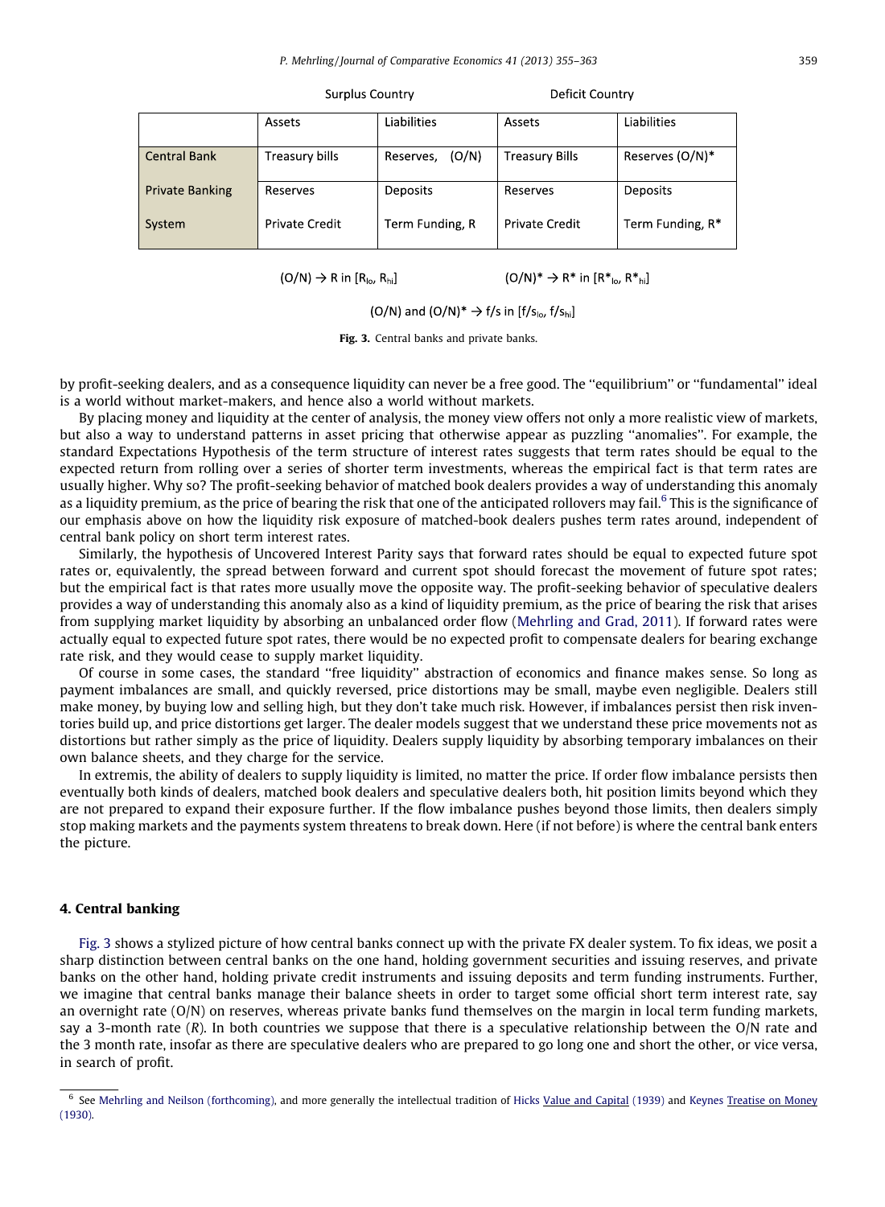| | Surplus Country | | Deficit Country | |
|---|---|---|---|---|
| | Assets | Liabilities | Assets | Liabilities |
| Central Bank | Treasury bills | Reserves, (O/N) | Treasury Bills | Reserves (O/N)* |
| Private Banking System | Reserves | Deposits | Reserves | Deposits |
| | Private Credit | Term Funding, R | Private Credit | Term Funding, R* |

(O/N) → R in $[R_{lo}, R_{hi}]$ (O/N)* → R* in $[R^*_{lo}, R^*_{hi}]$

(O/N) and (O/N)* → f/s in $[f/s_{lo}, f/s_{hi}]$

**Fig. 3.** Central banks and private banks.

by profit-seeking dealers, and as a consequence liquidity can never be a free good. The ''equilibrium'' or ''fundamental'' ideal is a world without market-makers, and hence also a world without markets.

By placing money and liquidity at the center of analysis, the money view offers not only a more realistic view of markets, but also a way to understand patterns in asset pricing that otherwise appear as puzzling ''anomalies''. For example, the standard Expectations Hypothesis of the term structure of interest rates suggests that term rates should be equal to the expected return from rolling over a series of shorter term investments, whereas the empirical fact is that term rates are usually higher. Why so? The profit-seeking behavior of matched book dealers provides a way of understanding this anomaly as a liquidity premium, as the price of bearing the risk that one of the anticipated rollovers may fail.[6] This is the significance of our emphasis above on how the liquidity risk exposure of matched-book dealers pushes term rates around, independent of central bank policy on short term interest rates.

Similarly, the hypothesis of Uncovered Interest Parity says that forward rates should be equal to expected future spot rates or, equivalently, the spread between forward and current spot should forecast the movement of future spot rates; but the empirical fact is that rates more usually move the opposite way. The profit-seeking behavior of speculative dealers provides a way of understanding this anomaly also as a kind of liquidity premium, as the price of bearing the risk that arises from supplying market liquidity by absorbing an unbalanced order flow (Mehrling and Grad, 2011). If forward rates were actually equal to expected future spot rates, there would be no expected profit to compensate dealers for bearing exchange rate risk, and they would cease to supply market liquidity.

Of course in some cases, the standard ''free liquidity'' abstraction of economics and finance makes sense. So long as payment imbalances are small, and quickly reversed, price distortions may be small, maybe even negligible. Dealers still make money, by buying low and selling high, but they don't take much risk. However, if imbalances persist then risk inventories build up, and price distortions get larger. The dealer models suggest that we understand these price movements not as distortions but rather simply as the price of liquidity. Dealers supply liquidity by absorbing temporary imbalances on their own balance sheets, and they charge for the service.

In extremis, the ability of dealers to supply liquidity is limited, no matter the price. If order flow imbalance persists then eventually both kinds of dealers, matched book dealers and speculative dealers both, hit position limits beyond which they are not prepared to expand their exposure further. If the flow imbalance pushes beyond those limits, then dealers simply stop making markets and the payments system threatens to break down. Here (if not before) is where the central bank enters the picture.

## 4. Central banking

Fig. 3 shows a stylized picture of how central banks connect up with the private FX dealer system. To fix ideas, we posit a sharp distinction between central banks on the one hand, holding government securities and issuing reserves, and private banks on the other hand, holding private credit instruments and issuing deposits and term funding instruments. Further, we imagine that central banks manage their balance sheets in order to target some official short term interest rate, say an overnight rate (O/N) on reserves, whereas private banks fund themselves on the margin in local term funding markets, say a 3-month rate ($R$). In both countries we suppose that there is a speculative relationship between the O/N rate and the 3 month rate, insofar as there are speculative dealers who are prepared to go long one and short the other, or vice versa, in search of profit.

[6] See Mehrling and Neilson (forthcoming), and more generally the intellectual tradition of Hicks Value and Capital (1939) and Keynes Treatise on Money (1930).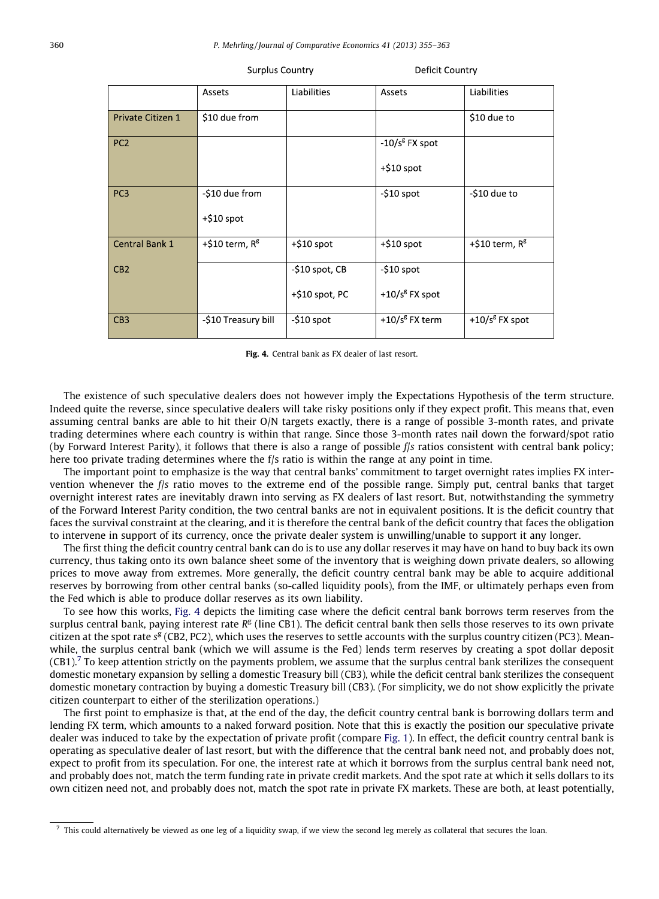| | Surplus Country | | Deficit Country | |
|---|---|---|---|---|
| | Assets | Liabilities | Assets | Liabilities |
| Private Citizen 1 | \$10 due from | | | \$10 due to |
| PC2 | | | $-10/s^g$ FX spot<br>+\$10 spot | |
| PC3 | -\$10 due from<br>+\$10 spot | | -\$10 spot | -\$10 due to |
| Central Bank 1 | +\$10 term, $R^g$ | +\$10 spot | +\$10 spot | +\$10 term, $R^g$ |
| CB2 | | -\$10 spot, CB<br>+\$10 spot, PC | -\$10 spot<br>$+10/s^g$ FX spot | |
| CB3 | -\$10 Treasury bill | -\$10 spot | $+10/s^g$ FX term | $+10/s^g$ FX spot |

**Fig. 4.** Central bank as FX dealer of last resort.

The existence of such speculative dealers does not however imply the Expectations Hypothesis of the term structure. Indeed quite the reverse, since speculative dealers will take risky positions only if they expect profit. This means that, even assuming central banks are able to hit their O/N targets exactly, there is a range of possible 3-month rates, and private trading determines where each country is within that range. Since those 3-month rates nail down the forward/spot ratio (by Forward Interest Parity), it follows that there is also a range of possible $f/s$ ratios consistent with central bank policy; here too private trading determines where the f/s ratio is within the range at any point in time.

The important point to emphasize is the way that central banks' commitment to target overnight rates implies FX intervention whenever the $f/s$ ratio moves to the extreme end of the possible range. Simply put, central banks that target overnight interest rates are inevitably drawn into serving as FX dealers of last resort. But, notwithstanding the symmetry of the Forward Interest Parity condition, the two central banks are not in equivalent positions. It is the deficit country that faces the survival constraint at the clearing, and it is therefore the central bank of the deficit country that faces the obligation to intervene in support of its currency, once the private dealer system is unwilling/unable to support it any longer.

The first thing the deficit country central bank can do is to use any dollar reserves it may have on hand to buy back its own currency, thus taking onto its own balance sheet some of the inventory that is weighing down private dealers, so allowing prices to move away from extremes. More generally, the deficit country central bank may be able to acquire additional reserves by borrowing from other central banks (so-called liquidity pools), from the IMF, or ultimately perhaps even from the Fed which is able to produce dollar reserves as its own liability.

To see how this works, Fig. 4 depicts the limiting case where the deficit central bank borrows term reserves from the surplus central bank, paying interest rate $R^g$ (line CB1). The deficit central bank then sells those reserves to its own private citizen at the spot rate $s^g$ (CB2, PC2), which uses the reserves to settle accounts with the surplus country citizen (PC3). Meanwhile, the surplus central bank (which we will assume is the Fed) lends term reserves by creating a spot dollar deposit (CB1).[7] To keep attention strictly on the payments problem, we assume that the surplus central bank sterilizes the consequent domestic monetary expansion by selling a domestic Treasury bill (CB3), while the deficit central bank sterilizes the consequent domestic monetary contraction by buying a domestic Treasury bill (CB3). (For simplicity, we do not show explicitly the private citizen counterpart to either of the sterilization operations.)

The first point to emphasize is that, at the end of the day, the deficit country central bank is borrowing dollars term and lending FX term, which amounts to a naked forward position. Note that this is exactly the position our speculative private dealer was induced to take by the expectation of private profit (compare Fig. 1). In effect, the deficit country central bank is operating as speculative dealer of last resort, but with the difference that the central bank need not, and probably does not, expect to profit from its speculation. For one, the interest rate at which it borrows from the surplus central bank need not, and probably does not, match the term funding rate in private credit markets. And the spot rate at which it sells dollars to its own citizen need not, and probably does not, match the spot rate in private FX markets. These are both, at least potentially,

[7] This could alternatively be viewed as one leg of a liquidity swap, if we view the second leg merely as collateral that secures the loan.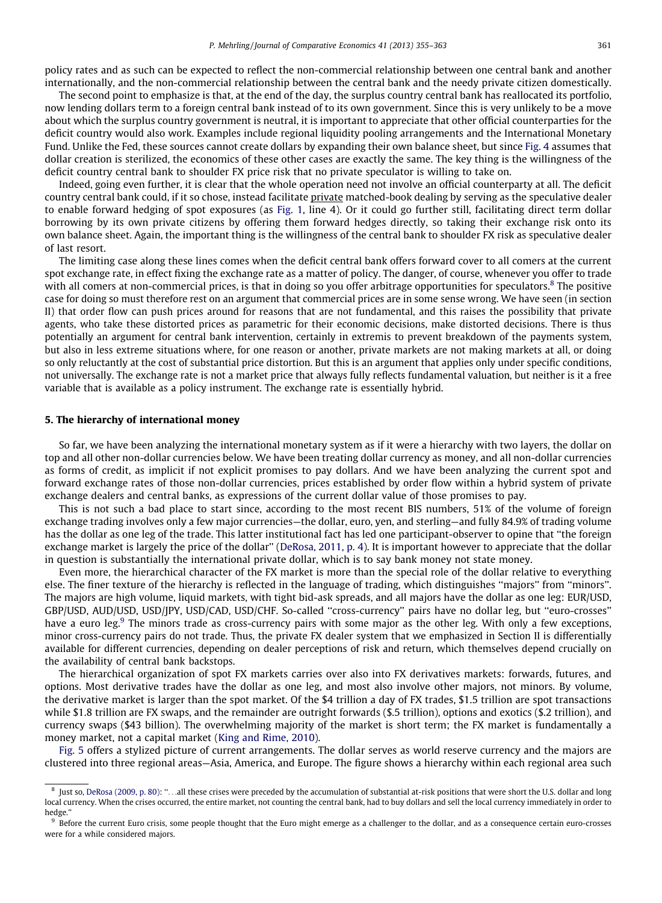policy rates and as such can be expected to reflect the non-commercial relationship between one central bank and another internationally, and the non-commercial relationship between the central bank and the needy private citizen domestically.

The second point to emphasize is that, at the end of the day, the surplus country central bank has reallocated its portfolio, now lending dollars term to a foreign central bank instead of to its own government. Since this is very unlikely to be a move about which the surplus country government is neutral, it is important to appreciate that other official counterparties for the deficit country would also work. Examples include regional liquidity pooling arrangements and the International Monetary Fund. Unlike the Fed, these sources cannot create dollars by expanding their own balance sheet, but since Fig. 4 assumes that dollar creation is sterilized, the economics of these other cases are exactly the same. The key thing is the willingness of the deficit country central bank to shoulder FX price risk that no private speculator is willing to take on.

Indeed, going even further, it is clear that the whole operation need not involve an official counterparty at all. The deficit country central bank could, if it so chose, instead facilitate private matched-book dealing by serving as the speculative dealer to enable forward hedging of spot exposures (as Fig. 1, line 4). Or it could go further still, facilitating direct term dollar borrowing by its own private citizens by offering them forward hedges directly, so taking their exchange risk onto its own balance sheet. Again, the important thing is the willingness of the central bank to shoulder FX risk as speculative dealer of last resort.

The limiting case along these lines comes when the deficit central bank offers forward cover to all comers at the current spot exchange rate, in effect fixing the exchange rate as a matter of policy. The danger, of course, whenever you offer to trade with all comers at non-commercial prices, is that in doing so you offer arbitrage opportunities for speculators.[8] The positive case for doing so must therefore rest on an argument that commercial prices are in some sense wrong. We have seen (in section II) that order flow can push prices around for reasons that are not fundamental, and this raises the possibility that private agents, who take these distorted prices as parametric for their economic decisions, make distorted decisions. There is thus potentially an argument for central bank intervention, certainly in extremis to prevent breakdown of the payments system, but also in less extreme situations where, for one reason or another, private markets are not making markets at all, or doing so only reluctantly at the cost of substantial price distortion. But this is an argument that applies only under specific conditions, not universally. The exchange rate is not a market price that always fully reflects fundamental valuation, but neither is it a free variable that is available as a policy instrument. The exchange rate is essentially hybrid.

## 5. The hierarchy of international money

So far, we have been analyzing the international monetary system as if it were a hierarchy with two layers, the dollar on top and all other non-dollar currencies below. We have been treating dollar currency as money, and all non-dollar currencies as forms of credit, as implicit if not explicit promises to pay dollars. And we have been analyzing the current spot and forward exchange rates of those non-dollar currencies, prices established by order flow within a hybrid system of private exchange dealers and central banks, as expressions of the current dollar value of those promises to pay.

This is not such a bad place to start since, according to the most recent BIS numbers, 51% of the volume of foreign exchange trading involves only a few major currencies—the dollar, euro, yen, and sterling—and fully 84.9% of trading volume has the dollar as one leg of the trade. This latter institutional fact has led one participant-observer to opine that "the foreign exchange market is largely the price of the dollar" (DeRosa, 2011, p. 4). It is important however to appreciate that the dollar in question is substantially the international private dollar, which is to say bank money not state money.

Even more, the hierarchical character of the FX market is more than the special role of the dollar relative to everything else. The finer texture of the hierarchy is reflected in the language of trading, which distinguishes "majors" from "minors". The majors are high volume, liquid markets, with tight bid-ask spreads, and all majors have the dollar as one leg: EUR/USD, GBP/USD, AUD/USD, USD/JPY, USD/CAD, USD/CHF. So-called "cross-currency" pairs have no dollar leg, but "euro-crosses" have a euro leg.[9] The minors trade as cross-currency pairs with some major as the other leg. With only a few exceptions, minor cross-currency pairs do not trade. Thus, the private FX dealer system that we emphasized in Section II is differentially available for different currencies, depending on dealer perceptions of risk and return, which themselves depend crucially on the availability of central bank backstops.

The hierarchical organization of spot FX markets carries over also into FX derivatives markets: forwards, futures, and options. Most derivative trades have the dollar as one leg, and most also involve other majors, not minors. By volume, the derivative market is larger than the spot market. Of the $4 trillion a day of FX trades, $1.5 trillion are spot transactions while $1.8 trillion are FX swaps, and the remainder are outright forwards ($.5 trillion), options and exotics ($.2 trillion), and currency swaps ($43 billion). The overwhelming majority of the market is short term; the FX market is fundamentally a money market, not a capital market (King and Rime, 2010).

Fig. 5 offers a stylized picture of current arrangements. The dollar serves as world reserve currency and the majors are clustered into three regional areas—Asia, America, and Europe. The figure shows a hierarchy within each regional area such

---

[8] Just so, DeRosa (2009, p. 80): "…all these crises were preceded by the accumulation of substantial at-risk positions that were short the U.S. dollar and long local currency. When the crises occurred, the entire market, not counting the central bank, had to buy dollars and sell the local currency immediately in order to hedge."

[9] Before the current Euro crisis, some people thought that the Euro might emerge as a challenger to the dollar, and as a consequence certain euro-crosses were for a while considered majors.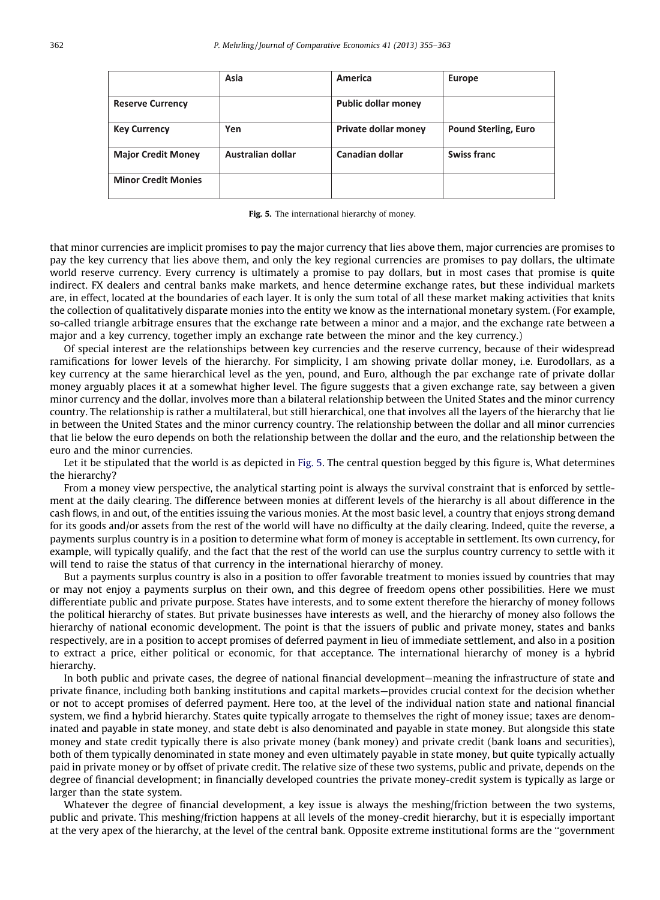|  | Asia | America | Europe |
| --- | --- | --- | --- |
| **Reserve Currency** |  | **Public dollar money** |  |
| **Key Currency** | **Yen** | **Private dollar money** | **Pound Sterling, Euro** |
| **Major Credit Money** | **Australian dollar** | **Canadian dollar** | **Swiss franc** |
| **Minor Credit Monies** |  |  |  |

**Fig. 5.** The international hierarchy of money.

that minor currencies are implicit promises to pay the major currency that lies above them, major currencies are promises to pay the key currency that lies above them, and only the key regional currencies are promises to pay dollars, the ultimate world reserve currency. Every currency is ultimately a promise to pay dollars, but in most cases that promise is quite indirect. FX dealers and central banks make markets, and hence determine exchange rates, but these individual markets are, in effect, located at the boundaries of each layer. It is only the sum total of all these market making activities that knits the collection of qualitatively disparate monies into the entity we know as the international monetary system. (For example, so-called triangle arbitrage ensures that the exchange rate between a minor and a major, and the exchange rate between a major and a key currency, together imply an exchange rate between the minor and the key currency.)

Of special interest are the relationships between key currencies and the reserve currency, because of their widespread ramifications for lower levels of the hierarchy. For simplicity, I am showing private dollar money, i.e. Eurodollars, as a key currency at the same hierarchical level as the yen, pound, and Euro, although the par exchange rate of private dollar money arguably places it at a somewhat higher level. The figure suggests that a given exchange rate, say between a given minor currency and the dollar, involves more than a bilateral relationship between the United States and the minor currency country. The relationship is rather a multilateral, but still hierarchical, one that involves all the layers of the hierarchy that lie in between the United States and the minor currency country. The relationship between the dollar and all minor currencies that lie below the euro depends on both the relationship between the dollar and the euro, and the relationship between the euro and the minor currencies.

Let it be stipulated that the world is as depicted in Fig. 5. The central question begged by this figure is, What determines the hierarchy?

From a money view perspective, the analytical starting point is always the survival constraint that is enforced by settlement at the daily clearing. The difference between monies at different levels of the hierarchy is all about difference in the cash flows, in and out, of the entities issuing the various monies. At the most basic level, a country that enjoys strong demand for its goods and/or assets from the rest of the world will have no difficulty at the daily clearing. Indeed, quite the reverse, a payments surplus country is in a position to determine what form of money is acceptable in settlement. Its own currency, for example, will typically qualify, and the fact that the rest of the world can use the surplus country currency to settle with it will tend to raise the status of that currency in the international hierarchy of money.

But a payments surplus country is also in a position to offer favorable treatment to monies issued by countries that may or may not enjoy a payments surplus on their own, and this degree of freedom opens other possibilities. Here we must differentiate public and private purpose. States have interests, and to some extent therefore the hierarchy of money follows the political hierarchy of states. But private businesses have interests as well, and the hierarchy of money also follows the hierarchy of national economic development. The point is that the issuers of public and private money, states and banks respectively, are in a position to accept promises of deferred payment in lieu of immediate settlement, and also in a position to extract a price, either political or economic, for that acceptance. The international hierarchy of money is a hybrid hierarchy.

In both public and private cases, the degree of national financial development—meaning the infrastructure of state and private finance, including both banking institutions and capital markets—provides crucial context for the decision whether or not to accept promises of deferred payment. Here too, at the level of the individual nation state and national financial system, we find a hybrid hierarchy. States quite typically arrogate to themselves the right of money issue; taxes are denominated and payable in state money, and state debt is also denominated and payable in state money. But alongside this state money and state credit typically there is also private money (bank money) and private credit (bank loans and securities), both of them typically denominated in state money and even ultimately payable in state money, but quite typically actually paid in private money or by offset of private credit. The relative size of these two systems, public and private, depends on the degree of financial development; in financially developed countries the private money-credit system is typically as large or larger than the state system.

Whatever the degree of financial development, a key issue is always the meshing/friction between the two systems, public and private. This meshing/friction happens at all levels of the money-credit hierarchy, but it is especially important at the very apex of the hierarchy, at the level of the central bank. Opposite extreme institutional forms are the "government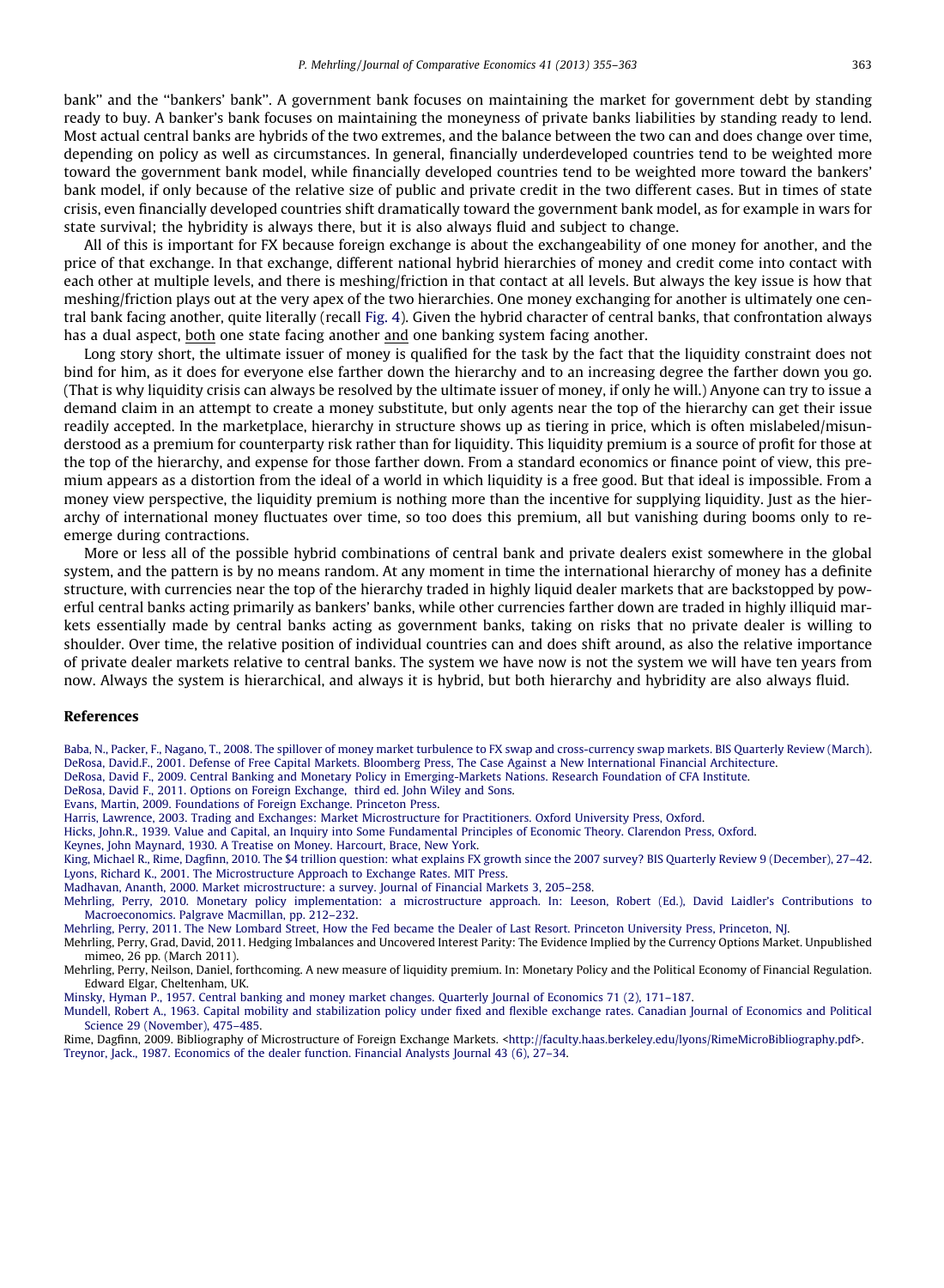bank" and the "bankers' bank". A government bank focuses on maintaining the market for government debt by standing ready to buy. A banker's bank focuses on maintaining the moneyness of private banks liabilities by standing ready to lend. Most actual central banks are hybrids of the two extremes, and the balance between the two can and does change over time, depending on policy as well as circumstances. In general, financially underdeveloped countries tend to be weighted more toward the government bank model, while financially developed countries tend to be weighted more toward the bankers' bank model, if only because of the relative size of public and private credit in the two different cases. But in times of state crisis, even financially developed countries shift dramatically toward the government bank model, as for example in wars for state survival; the hybridity is always there, but it is also always fluid and subject to change.

All of this is important for FX because foreign exchange is about the exchangeability of one money for another, and the price of that exchange. In that exchange, different national hybrid hierarchies of money and credit come into contact with each other at multiple levels, and there is meshing/friction in that contact at all levels. But always the key issue is how that meshing/friction plays out at the very apex of the two hierarchies. One money exchanging for another is ultimately one central bank facing another, quite literally (recall Fig. 4). Given the hybrid character of central banks, that confrontation always has a dual aspect, both one state facing another and one banking system facing another.

Long story short, the ultimate issuer of money is qualified for the task by the fact that the liquidity constraint does not bind for him, as it does for everyone else farther down the hierarchy and to an increasing degree the farther down you go. (That is why liquidity crisis can always be resolved by the ultimate issuer of money, if only he will.) Anyone can try to issue a demand claim in an attempt to create a money substitute, but only agents near the top of the hierarchy can get their issue readily accepted. In the marketplace, hierarchy in structure shows up as tiering in price, which is often mislabeled/misunderstood as a premium for counterparty risk rather than for liquidity. This liquidity premium is a source of profit for those at the top of the hierarchy, and expense for those farther down. From a standard economics or finance point of view, this premium appears as a distortion from the ideal of a world in which liquidity is a free good. But that ideal is impossible. From a money view perspective, the liquidity premium is nothing more than the incentive for supplying liquidity. Just as the hierarchy of international money fluctuates over time, so too does this premium, all but vanishing during booms only to reemerge during contractions.

More or less all of the possible hybrid combinations of central bank and private dealers exist somewhere in the global system, and the pattern is by no means random. At any moment in time the international hierarchy of money has a definite structure, with currencies near the top of the hierarchy traded in highly liquid dealer markets that are backstopped by powerful central banks acting primarily as bankers' banks, while other currencies farther down are traded in highly illiquid markets essentially made by central banks acting as government banks, taking on risks that no private dealer is willing to shoulder. Over time, the relative position of individual countries can and does shift around, as also the relative importance of private dealer markets relative to central banks. The system we have now is not the system we will have ten years from now. Always the system is hierarchical, and always it is hybrid, but both hierarchy and hybridity are also always fluid.

## References

Baba, N., Packer, F., Nagano, T., 2008. The spillover of money market turbulence to FX swap and cross-currency swap markets. BIS Quarterly Review (March).
DeRosa, David.F., 2001. Defense of Free Capital Markets. Bloomberg Press, The Case Against a New International Financial Architecture.
DeRosa, David F., 2009. Central Banking and Monetary Policy in Emerging-Markets Nations. Research Foundation of CFA Institute.
DeRosa, David F., 2011. Options on Foreign Exchange, third ed. John Wiley and Sons.
Evans, Martin, 2009. Foundations of Foreign Exchange. Princeton Press.
Harris, Lawrence, 2003. Trading and Exchanges: Market Microstructure for Practitioners. Oxford University Press, Oxford.
Hicks, John.R., 1939. Value and Capital, an Inquiry into Some Fundamental Principles of Economic Theory. Clarendon Press, Oxford.
Keynes, John Maynard, 1930. A Treatise on Money. Harcourt, Brace, New York.
King, Michael R., Rime, Dagfinn, 2010. The $4 trillion question: what explains FX growth since the 2007 survey? BIS Quarterly Review 9 (December), 27–42.
Lyons, Richard K., 2001. The Microstructure Approach to Exchange Rates. MIT Press.
Madhavan, Ananth, 2000. Market microstructure: a survey. Journal of Financial Markets 3, 205–258.
Mehrling, Perry, 2010. Monetary policy implementation: a microstructure approach. In: Leeson, Robert (Ed.), David Laidler's Contributions to Macroeconomics. Palgrave Macmillan, pp. 212–232.
Mehrling, Perry, 2011. The New Lombard Street, How the Fed became the Dealer of Last Resort. Princeton University Press, Princeton, NJ.
Mehrling, Perry, Grad, David, 2011. Hedging Imbalances and Uncovered Interest Parity: The Evidence Implied by the Currency Options Market. Unpublished mimeo, 26 pp. (March 2011).
Mehrling, Perry, Neilson, Daniel, forthcoming. A new measure of liquidity premium. In: Monetary Policy and the Political Economy of Financial Regulation. Edward Elgar, Cheltenham, UK.
Minsky, Hyman P., 1957. Central banking and money market changes. Quarterly Journal of Economics 71 (2), 171–187.
Mundell, Robert A., 1963. Capital mobility and stabilization policy under fixed and flexible exchange rates. Canadian Journal of Economics and Political Science 29 (November), 475–485.
Rime, Dagfinn, 2009. Bibliography of Microstructure of Foreign Exchange Markets. <http://faculty.haas.berkeley.edu/lyons/RimeMicroBibliography.pdf>.
Treynor, Jack., 1987. Economics of the dealer function. Financial Analysts Journal 43 (6), 27–34.